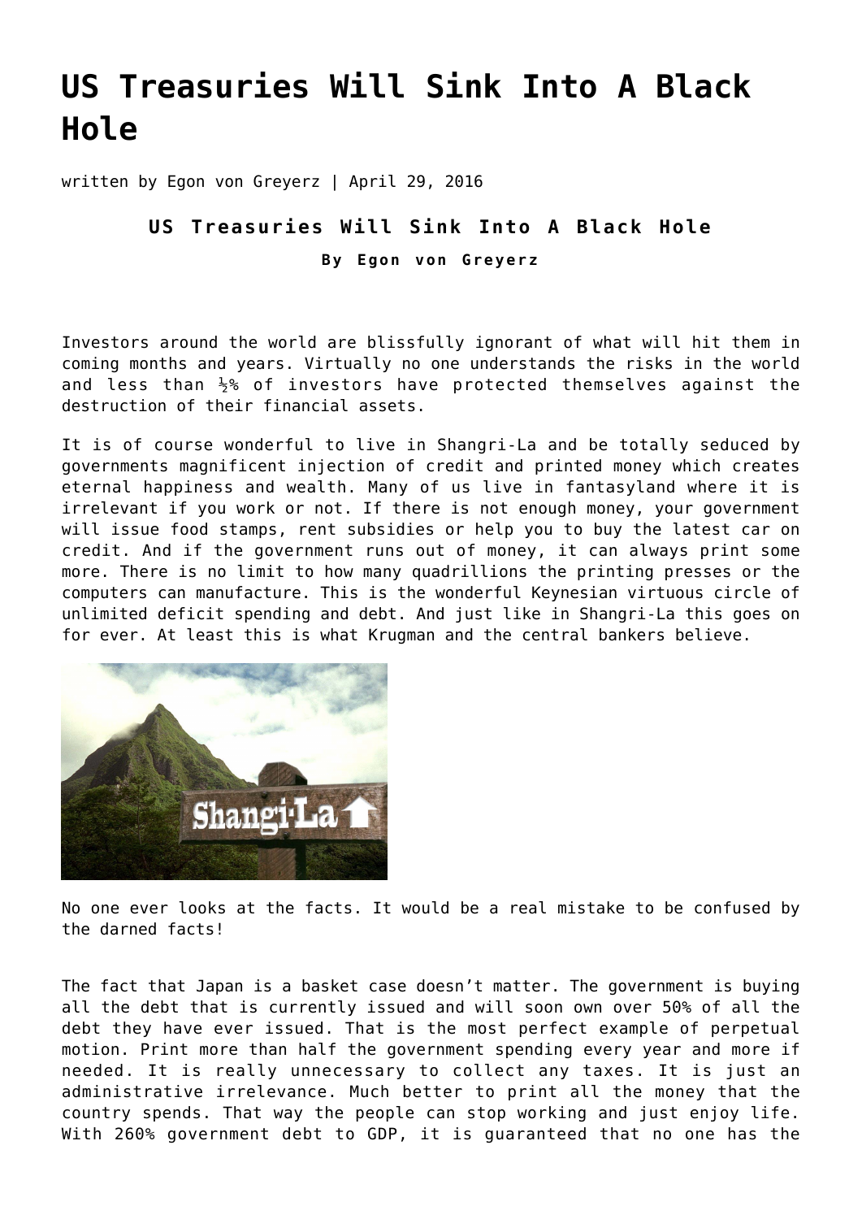# US Treasuries Will Sink Into A Black Hole

written by Egon von Greyerz | April 29, 2016

### US Treasuries Will Sink Into A Black Hole

**By Egon von Greyerz**

Investors around the world are blissfully ignorant of what will hit them in coming months and years. Virtually no one understands the risks in the world and less than ½% of investors have protected themselves against the destruction of their financial assets.

It is of course wonderful to live in Shangri-La and be totally seduced by governments magnificent injection of credit and printed money which creates eternal happiness and wealth. Many of us live in fantasyland where it is irrelevant if you work or not. If there is not enough money, your government will issue food stamps, rent subsidies or help you to buy the latest car on credit. And if the government runs out of money, it can always print some more. There is no limit to how many quadrillions the printing presses or the computers can manufacture. This is the wonderful Keynesian virtuous circle of unlimited deficit spending and debt. And just like in Shangri-La this goes on for ever. At least this is what Krugman and the central bankers believe.

No one ever looks at the facts. It would be a real mistake to be confused by the darned facts!

The fact that Japan is a basket case doesn't matter. The government is buying all the debt that is currently issued and will soon own over 50% of all the debt they have ever issued. That is the most perfect example of perpetual motion. Print more than half the government spending every year and more if needed. It is really unnecessary to collect any taxes. It is just an administrative irrelevance. Much better to print all the money that the country spends. That way the people can stop working and just enjoy life. With 260% government debt to GDP, it is guaranteed that no one has the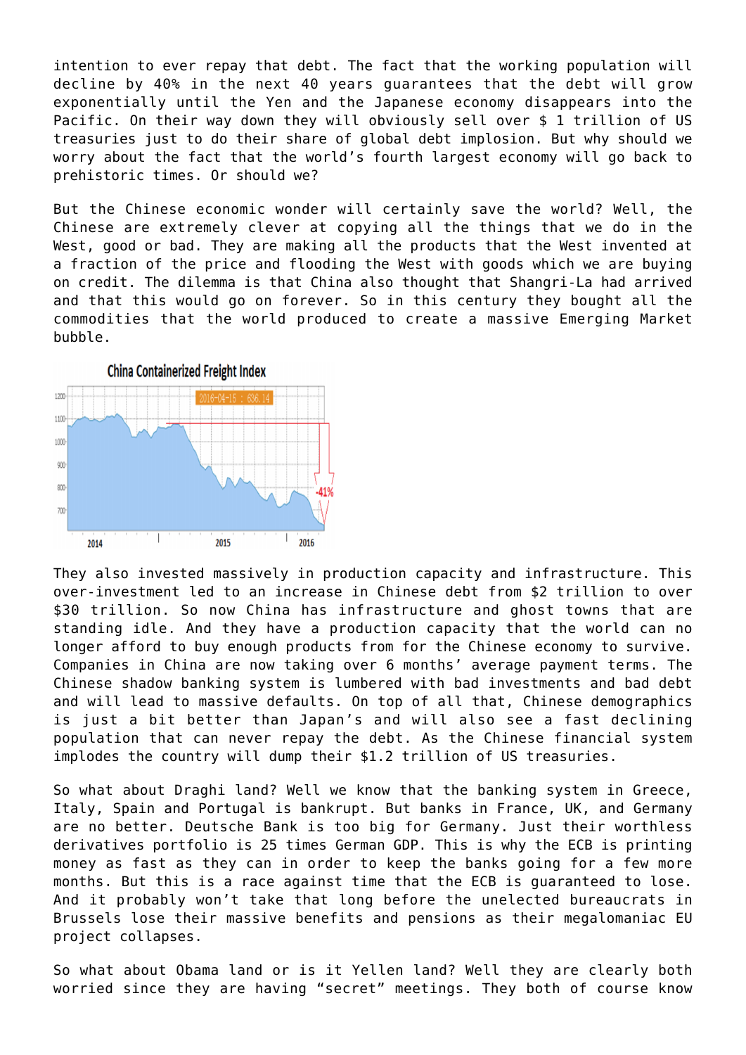intention to ever repay that debt. The fact that the working population will decline by 40% in the next 40 years guarantees that the debt will grow exponentially until the Yen and the Japanese economy disappears into the Pacific. On their way down they will obviously sell over $ 1 trillion of US treasuries just to do their share of global debt implosion. But why should we worry about the fact that the world's fourth largest economy will go back to prehistoric times. Or should we?

But the Chinese economic wonder will certainly save the world? Well, the Chinese are extremely clever at copying all the things that we do in the West, good or bad. They are making all the products that the West invented at a fraction of the price and flooding the West with goods which we are buying on credit. The dilemma is that China also thought that Shangri-La had arrived and that this would go on forever. So in this century they bought all the commodities that the world produced to create a massive Emerging Market bubble.

They also invested massively in production capacity and infrastructure. This over-investment led to an increase in Chinese debt from $2 trillion to over $30 trillion. So now China has infrastructure and ghost towns that are standing idle. And they have a production capacity that the world can no longer afford to buy enough products from for the Chinese economy to survive. Companies in China are now taking over 6 months' average payment terms. The Chinese shadow banking system is lumbered with bad investments and bad debt and will lead to massive defaults. On top of all that, Chinese demographics is just a bit better than Japan's and will also see a fast declining population that can never repay the debt. As the Chinese financial system implodes the country will dump their $1.2 trillion of US treasuries.

So what about Draghi land? Well we know that the banking system in Greece, Italy, Spain and Portugal is bankrupt. But banks in France, UK, and Germany are no better. Deutsche Bank is too big for Germany. Just their worthless derivatives portfolio is 25 times German GDP. This is why the ECB is printing money as fast as they can in order to keep the banks going for a few more months. But this is a race against time that the ECB is guaranteed to lose. And it probably won't take that long before the unelected bureaucrats in Brussels lose their massive benefits and pensions as their megalomaniac EU project collapses.

So what about Obama land or is it Yellen land? Well they are clearly both worried since they are having "secret" meetings. They both of course know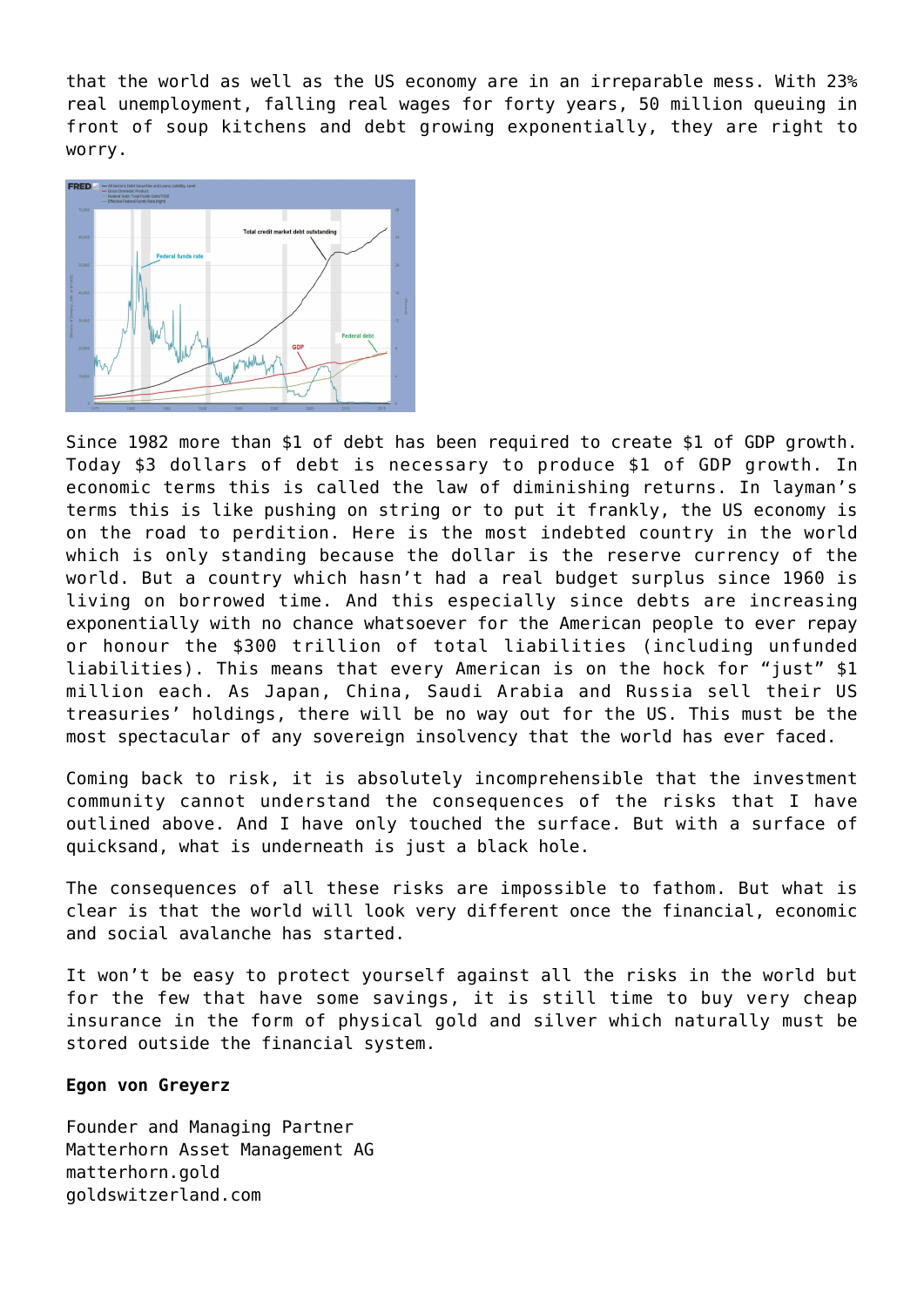that the world as well as the US economy are in an irreparable mess. With 23% real unemployment, falling real wages for forty years, 50 million queuing in front of soup kitchens and debt growing exponentially, they are right to worry.

FRED

Total credit market debt outstanding

Federal funds rate

GDP

Federal debt

Since 1982 more than $1 of debt has been required to create $1 of GDP growth. Today $3 dollars of debt is necessary to produce $1 of GDP growth. In economic terms this is called the law of diminishing returns. In layman's terms this is like pushing on string or to put it frankly, the US economy is on the road to perdition. Here is the most indebted country in the world which is only standing because the dollar is the reserve currency of the world. But a country which hasn't had a real budget surplus since 1960 is living on borrowed time. And this especially since debts are increasing exponentially with no chance whatsoever for the American people to ever repay or honour the $300 trillion of total liabilities (including unfunded liabilities). This means that every American is on the hock for "just" $1 million each. As Japan, China, Saudi Arabia and Russia sell their US treasuries' holdings, there will be no way out for the US. This must be the most spectacular of any sovereign insolvency that the world has ever faced.

Coming back to risk, it is absolutely incomprehensible that the investment community cannot understand the consequences of the risks that I have outlined above. And I have only touched the surface. But with a surface of quicksand, what is underneath is just a black hole.

The consequences of all these risks are impossible to fathom. But what is clear is that the world will look very different once the financial, economic and social avalanche has started.

It won't be easy to protect yourself against all the risks in the world but for the few that have some savings, it is still time to buy very cheap insurance in the form of physical gold and silver which naturally must be stored outside the financial system.

**Egon von Greyerz**

Founder and Managing Partner
Matterhorn Asset Management AG
matterhorn.gold
goldswitzerland.com